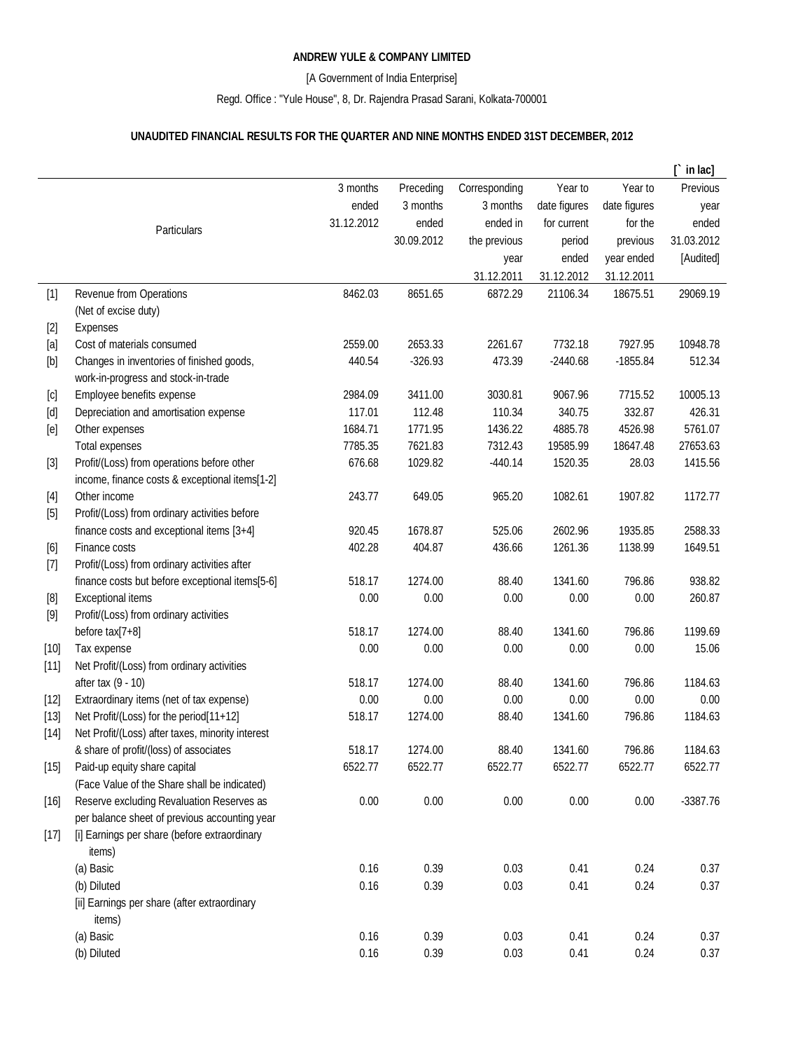**ANDREW YULE & COMPANY LIMITED**

[A Government of India Enterprise]

Regd. Office : "Yule House", 8, Dr. Rajendra Prasad Sarani, Kolkata-700001

**UNAUDITED FINANCIAL RESULTS FOR THE QUARTER AND NINE MONTHS ENDED 31ST DECEMBER, 2012**

**[` in lac]**

| | Particulars | 3 months ended 31.12.2012 | Preceding 3 months ended 30.09.2012 | Corresponding 3 months ended in the previous year 31.12.2011 | Year to date figures for current period ended 31.12.2012 | Year to date figures for the previous year ended 31.12.2011 | Previous year ended 31.03.2012 [Audited] |
|---|---|---|---|---|---|---|---|
| [1] | Revenue from Operations (Net of excise duty) | 8462.03 | 8651.65 | 6872.29 | 21106.34 | 18675.51 | 29069.19 |
| [2] | Expenses | | | | | | |
| [a] | Cost of materials consumed | 2559.00 | 2653.33 | 2261.67 | 7732.18 | 7927.95 | 10948.78 |
| [b] | Changes in inventories of finished goods, work-in-progress and stock-in-trade | 440.54 | -326.93 | 473.39 | -2440.68 | -1855.84 | 512.34 |
| [c] | Employee benefits expense | 2984.09 | 3411.00 | 3030.81 | 9067.96 | 7715.52 | 10005.13 |
| [d] | Depreciation and amortisation expense | 117.01 | 112.48 | 110.34 | 340.75 | 332.87 | 426.31 |
| [e] | Other expenses | 1684.71 | 1771.95 | 1436.22 | 4885.78 | 4526.98 | 5761.07 |
| | Total expenses | 7785.35 | 7621.83 | 7312.43 | 19585.99 | 18647.48 | 27653.63 |
| [3] | Profit/(Loss) from operations before other income, finance costs & exceptional items[1-2] | 676.68 | 1029.82 | -440.14 | 1520.35 | 28.03 | 1415.56 |
| [4] | Other income | 243.77 | 649.05 | 965.20 | 1082.61 | 1907.82 | 1172.77 |
| [5] | Profit/(Loss) from ordinary activities before finance costs and exceptional items [3+4] | 920.45 | 1678.87 | 525.06 | 2602.96 | 1935.85 | 2588.33 |
| [6] | Finance costs | 402.28 | 404.87 | 436.66 | 1261.36 | 1138.99 | 1649.51 |
| [7] | Profit/(Loss) from ordinary activities after finance costs but before exceptional items[5-6] | 518.17 | 1274.00 | 88.40 | 1341.60 | 796.86 | 938.82 |
| [8] | Exceptional items | 0.00 | 0.00 | 0.00 | 0.00 | 0.00 | 260.87 |
| [9] | Profit/(Loss) from ordinary activities before tax[7+8] | 518.17 | 1274.00 | 88.40 | 1341.60 | 796.86 | 1199.69 |
| [10] | Tax expense | 0.00 | 0.00 | 0.00 | 0.00 | 0.00 | 15.06 |
| [11] | Net Profit/(Loss) from ordinary activities after tax (9 - 10) | 518.17 | 1274.00 | 88.40 | 1341.60 | 796.86 | 1184.63 |
| [12] | Extraordinary items (net of tax expense) | 0.00 | 0.00 | 0.00 | 0.00 | 0.00 | 0.00 |
| [13] | Net Profit/(Loss) for the period[11+12] | 518.17 | 1274.00 | 88.40 | 1341.60 | 796.86 | 1184.63 |
| [14] | Net Profit/(Loss) after taxes, minority interest & share of profit/(loss) of associates | 518.17 | 1274.00 | 88.40 | 1341.60 | 796.86 | 1184.63 |
| [15] | Paid-up equity share capital (Face Value of the Share shall be indicated) | 6522.77 | 6522.77 | 6522.77 | 6522.77 | 6522.77 | 6522.77 |
| [16] | Reserve excluding Revaluation Reserves as per balance sheet of previous accounting year | 0.00 | 0.00 | 0.00 | 0.00 | 0.00 | -3387.76 |
| [17] | [i] Earnings per share (before extraordinary items) | | | | | | |
| | (a) Basic | 0.16 | 0.39 | 0.03 | 0.41 | 0.24 | 0.37 |
| | (b) Diluted | 0.16 | 0.39 | 0.03 | 0.41 | 0.24 | 0.37 |
| | [ii] Earnings per share (after extraordinary items) | | | | | | |
| | (a) Basic | 0.16 | 0.39 | 0.03 | 0.41 | 0.24 | 0.37 |
| | (b) Diluted | 0.16 | 0.39 | 0.03 | 0.41 | 0.24 | 0.37 |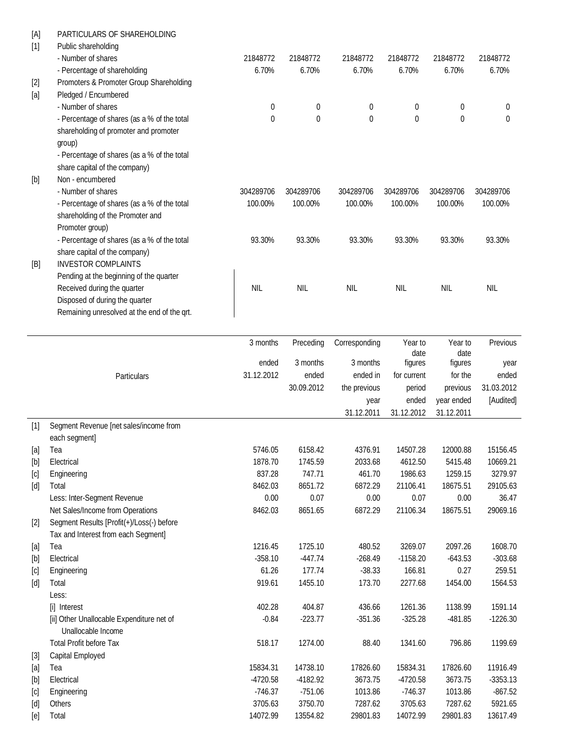| | | | | | | | |
|---|---|---|---|---|---|---|---|
| [A] | PARTICULARS OF SHAREHOLDING | | | | | | |
| [1] | Public shareholding | | | | | | |
| | - Number of shares | 21848772 | 21848772 | 21848772 | 21848772 | 21848772 | 21848772 |
| | - Percentage of shareholding | 6.70% | 6.70% | 6.70% | 6.70% | 6.70% | 6.70% |
| [2] | Promoters & Promoter Group Shareholding | | | | | | |
| [a] | Pledged / Encumbered | | | | | | |
| | - Number of shares | 0 | 0 | 0 | 0 | 0 | 0 |
| | - Percentage of shares (as a % of the total shareholding of promoter and promoter group) | 0 | 0 | 0 | 0 | 0 | 0 |
| | - Percentage of shares (as a % of the total share capital of the company) | | | | | | |
| [b] | Non - encumbered | | | | | | |
| | - Number of shares | 304289706 | 304289706 | 304289706 | 304289706 | 304289706 | 304289706 |
| | - Percentage of shares (as a % of the total shareholding of the Promoter and Promoter group) | 100.00% | 100.00% | 100.00% | 100.00% | 100.00% | 100.00% |
| | - Percentage of shares (as a % of the total share capital of the company) | 93.30% | 93.30% | 93.30% | 93.30% | 93.30% | 93.30% |
| [B] | INVESTOR COMPLAINTS | | | | | | |
| | Pending at the beginning of the quarter<br>Received during the quarter<br>Disposed of during the quarter<br>Remaining unresolved at the end of the qrt. | NIL | NIL | NIL | NIL | NIL | NIL |

| | Particulars | 3 months ended 31.12.2012 | Preceding 3 months ended 30.09.2012 | Corresponding 3 months ended in the previous year 31.12.2011 | Year to date figures for current period ended 31.12.2012 | Year to date figures for the previous year ended 31.12.2011 | Previous year ended 31.03.2012 [Audited] |
|---|---|---|---|---|---|---|---|
| [1] | Segment Revenue [net sales/income from each segment] | | | | | | |
| [a] | Tea | 5746.05 | 6158.42 | 4376.91 | 14507.28 | 12000.88 | 15156.45 |
| [b] | Electrical | 1878.70 | 1745.59 | 2033.68 | 4612.50 | 5415.48 | 10669.21 |
| [c] | Engineering | 837.28 | 747.71 | 461.70 | 1986.63 | 1259.15 | 3279.97 |
| [d] | Total | 8462.03 | 8651.72 | 6872.29 | 21106.41 | 18675.51 | 29105.63 |
| | Less: Inter-Segment Revenue | 0.00 | 0.07 | 0.00 | 0.07 | 0.00 | 36.47 |
| | Net Sales/Income from Operations | 8462.03 | 8651.65 | 6872.29 | 21106.34 | 18675.51 | 29069.16 |
| [2] | Segment Results [Profit(+)/Loss(-) before Tax and Interest from each Segment] | | | | | | |
| [a] | Tea | 1216.45 | 1725.10 | 480.52 | 3269.07 | 2097.26 | 1608.70 |
| [b] | Electrical | -358.10 | -447.74 | -268.49 | -1158.20 | -643.53 | -303.68 |
| [c] | Engineering | 61.26 | 177.74 | -38.33 | 166.81 | 0.27 | 259.51 |
| [d] | Total | 919.61 | 1455.10 | 173.70 | 2277.68 | 1454.00 | 1564.53 |
| | Less: | | | | | | |
| | [i] Interest | 402.28 | 404.87 | 436.66 | 1261.36 | 1138.99 | 1591.14 |
| | [ii] Other Unallocable Expenditure net of Unallocable Income | -0.84 | -223.77 | -351.36 | -325.28 | -481.85 | -1226.30 |
| | Total Profit before Tax | 518.17 | 1274.00 | 88.40 | 1341.60 | 796.86 | 1199.69 |
| [3] | Capital Employed | | | | | | |
| [a] | Tea | 15834.31 | 14738.10 | 17826.60 | 15834.31 | 17826.60 | 11916.49 |
| [b] | Electrical | -4720.58 | -4182.92 | 3673.75 | -4720.58 | 3673.75 | -3353.13 |
| [c] | Engineering | -746.37 | -751.06 | 1013.86 | -746.37 | 1013.86 | -867.52 |
| [d] | Others | 3705.63 | 3750.70 | 7287.62 | 3705.63 | 7287.62 | 5921.65 |
| [e] | Total | 14072.99 | 13554.82 | 29801.83 | 14072.99 | 29801.83 | 13617.49 |